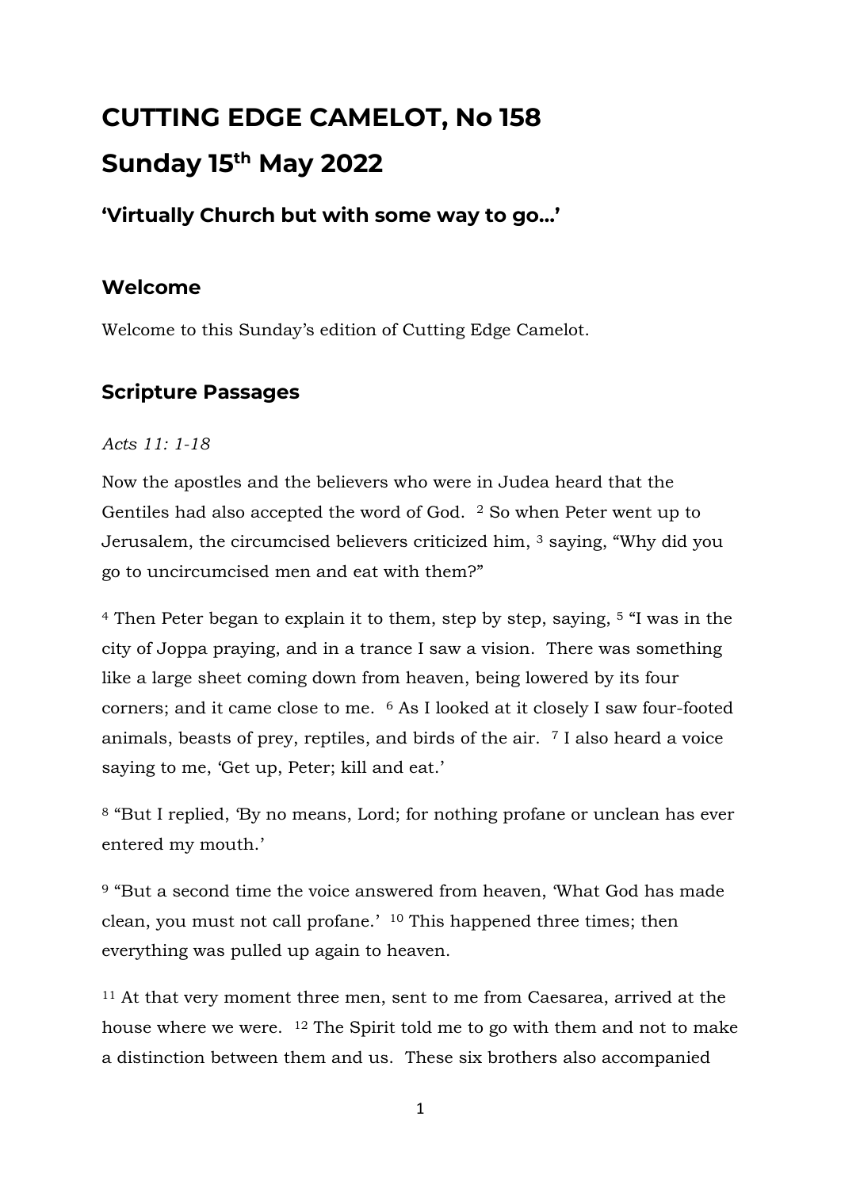# CUTTING EDGE CAMELOT, No 158

# Sunday 15th May 2022

### 'Virtually Church but with some way to go…'

## Welcome

Welcome to this Sunday's edition of Cutting Edge Camelot.

## Scripture Passages

*Acts 11: 1-18*

Now the apostles and the believers who were in Judea heard that the Gentiles had also accepted the word of God. [2] So when Peter went up to Jerusalem, the circumcised believers criticized him, [3] saying, "Why did you go to uncircumcised men and eat with them?"

[4] Then Peter began to explain it to them, step by step, saying, [5] "I was in the city of Joppa praying, and in a trance I saw a vision. There was something like a large sheet coming down from heaven, being lowered by its four corners; and it came close to me. [6] As I looked at it closely I saw four-footed animals, beasts of prey, reptiles, and birds of the air. [7] I also heard a voice saying to me, 'Get up, Peter; kill and eat.'

[8] "But I replied, 'By no means, Lord; for nothing profane or unclean has ever entered my mouth.'

[9] "But a second time the voice answered from heaven, 'What God has made clean, you must not call profane.' [10] This happened three times; then everything was pulled up again to heaven.

[11] At that very moment three men, sent to me from Caesarea, arrived at the house where we were. [12] The Spirit told me to go with them and not to make a distinction between them and us. These six brothers also accompanied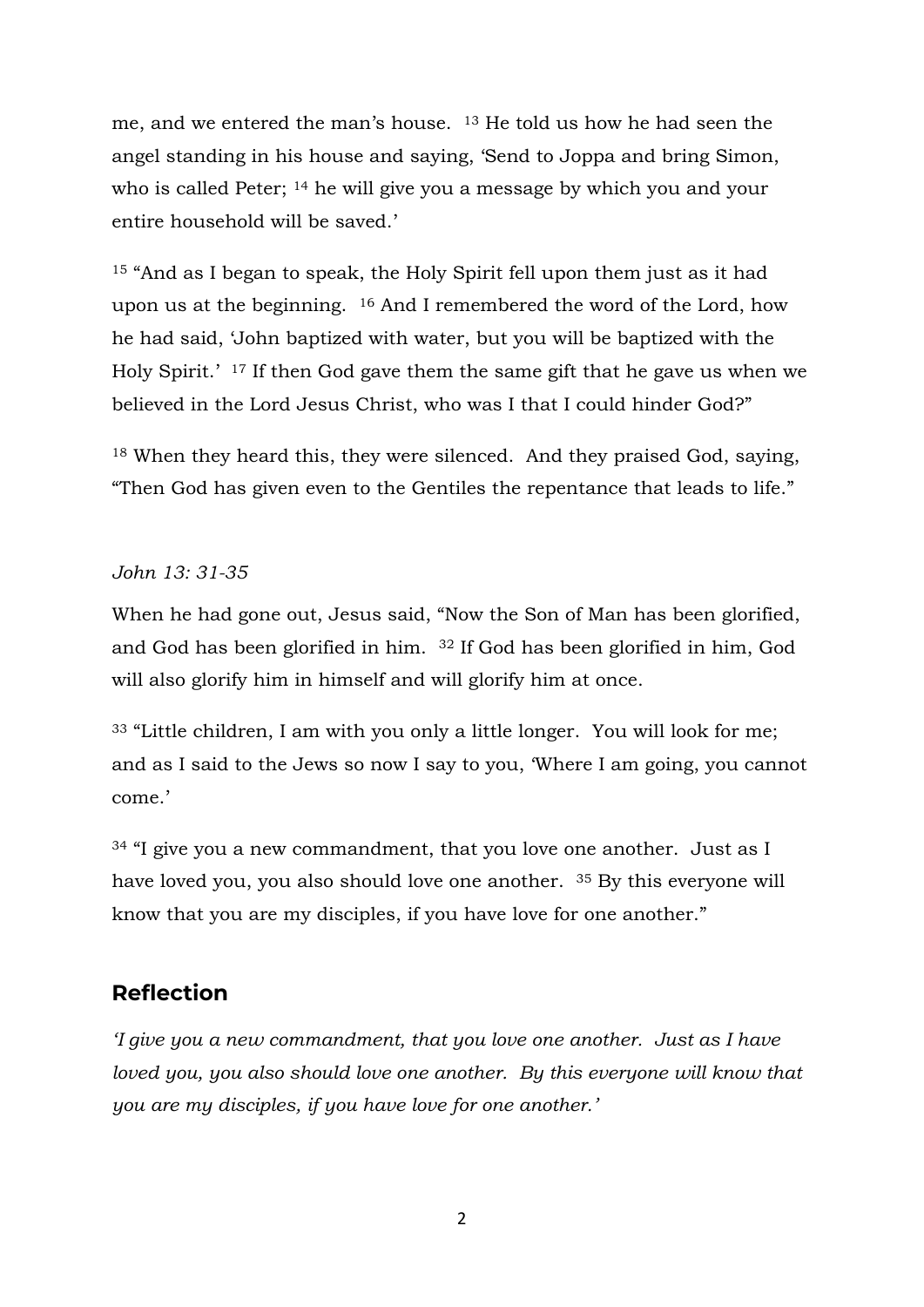me, and we entered the man's house. [13] He told us how he had seen the angel standing in his house and saying, 'Send to Joppa and bring Simon, who is called Peter; [14] he will give you a message by which you and your entire household will be saved.'

[15] "And as I began to speak, the Holy Spirit fell upon them just as it had upon us at the beginning. [16] And I remembered the word of the Lord, how he had said, 'John baptized with water, but you will be baptized with the Holy Spirit.' [17] If then God gave them the same gift that he gave us when we believed in the Lord Jesus Christ, who was I that I could hinder God?"

[18] When they heard this, they were silenced. And they praised God, saying, "Then God has given even to the Gentiles the repentance that leads to life."

*John 13: 31-35*

When he had gone out, Jesus said, "Now the Son of Man has been glorified, and God has been glorified in him. [32] If God has been glorified in him, God will also glorify him in himself and will glorify him at once.

[33] "Little children, I am with you only a little longer. You will look for me; and as I said to the Jews so now I say to you, 'Where I am going, you cannot come.'

[34] "I give you a new commandment, that you love one another. Just as I have loved you, you also should love one another. [35] By this everyone will know that you are my disciples, if you have love for one another."

## Reflection

*'I give you a new commandment, that you love one another. Just as I have loved you, you also should love one another. By this everyone will know that you are my disciples, if you have love for one another.'*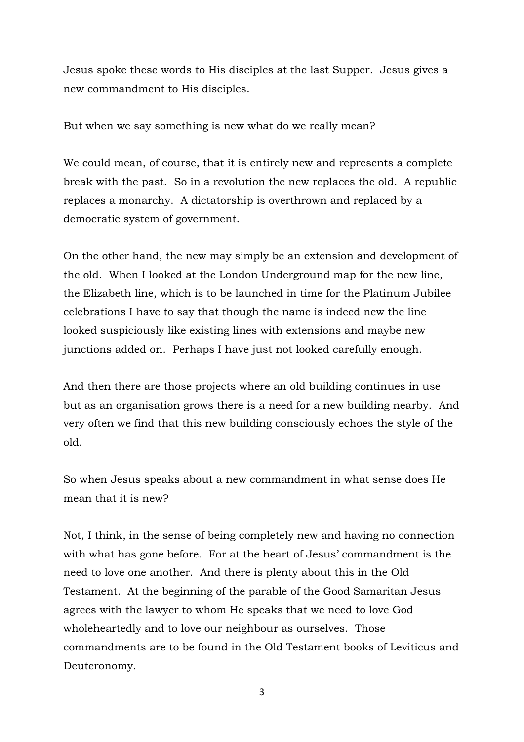Jesus spoke these words to His disciples at the last Supper. Jesus gives a new commandment to His disciples.

But when we say something is new what do we really mean?

We could mean, of course, that it is entirely new and represents a complete break with the past. So in a revolution the new replaces the old. A republic replaces a monarchy. A dictatorship is overthrown and replaced by a democratic system of government.

On the other hand, the new may simply be an extension and development of the old. When I looked at the London Underground map for the new line, the Elizabeth line, which is to be launched in time for the Platinum Jubilee celebrations I have to say that though the name is indeed new the line looked suspiciously like existing lines with extensions and maybe new junctions added on. Perhaps I have just not looked carefully enough.

And then there are those projects where an old building continues in use but as an organisation grows there is a need for a new building nearby. And very often we find that this new building consciously echoes the style of the old.

So when Jesus speaks about a new commandment in what sense does He mean that it is new?

Not, I think, in the sense of being completely new and having no connection with what has gone before. For at the heart of Jesus' commandment is the need to love one another. And there is plenty about this in the Old Testament. At the beginning of the parable of the Good Samaritan Jesus agrees with the lawyer to whom He speaks that we need to love God wholeheartedly and to love our neighbour as ourselves. Those commandments are to be found in the Old Testament books of Leviticus and Deuteronomy.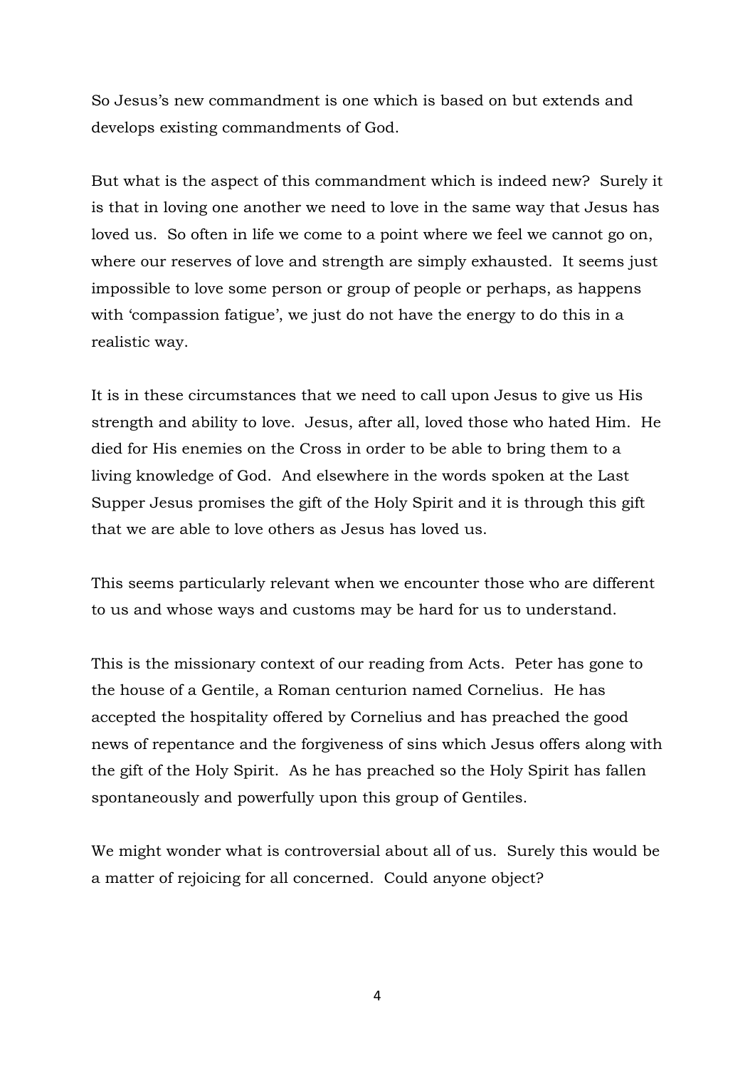So Jesus's new commandment is one which is based on but extends and develops existing commandments of God.

But what is the aspect of this commandment which is indeed new? Surely it is that in loving one another we need to love in the same way that Jesus has loved us. So often in life we come to a point where we feel we cannot go on, where our reserves of love and strength are simply exhausted. It seems just impossible to love some person or group of people or perhaps, as happens with 'compassion fatigue', we just do not have the energy to do this in a realistic way.

It is in these circumstances that we need to call upon Jesus to give us His strength and ability to love. Jesus, after all, loved those who hated Him. He died for His enemies on the Cross in order to be able to bring them to a living knowledge of God. And elsewhere in the words spoken at the Last Supper Jesus promises the gift of the Holy Spirit and it is through this gift that we are able to love others as Jesus has loved us.

This seems particularly relevant when we encounter those who are different to us and whose ways and customs may be hard for us to understand.

This is the missionary context of our reading from Acts. Peter has gone to the house of a Gentile, a Roman centurion named Cornelius. He has accepted the hospitality offered by Cornelius and has preached the good news of repentance and the forgiveness of sins which Jesus offers along with the gift of the Holy Spirit. As he has preached so the Holy Spirit has fallen spontaneously and powerfully upon this group of Gentiles.

We might wonder what is controversial about all of us. Surely this would be a matter of rejoicing for all concerned. Could anyone object?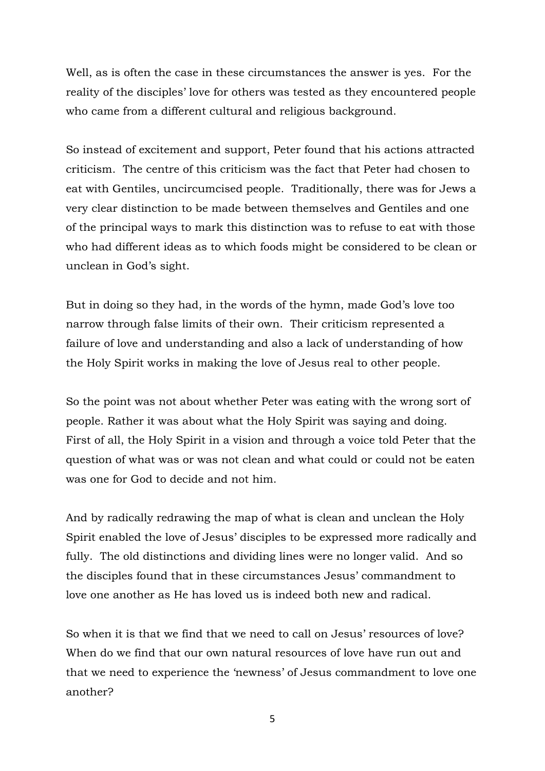Well, as is often the case in these circumstances the answer is yes. For the reality of the disciples' love for others was tested as they encountered people who came from a different cultural and religious background.

So instead of excitement and support, Peter found that his actions attracted criticism. The centre of this criticism was the fact that Peter had chosen to eat with Gentiles, uncircumcised people. Traditionally, there was for Jews a very clear distinction to be made between themselves and Gentiles and one of the principal ways to mark this distinction was to refuse to eat with those who had different ideas as to which foods might be considered to be clean or unclean in God's sight.

But in doing so they had, in the words of the hymn, made God's love too narrow through false limits of their own. Their criticism represented a failure of love and understanding and also a lack of understanding of how the Holy Spirit works in making the love of Jesus real to other people.

So the point was not about whether Peter was eating with the wrong sort of people. Rather it was about what the Holy Spirit was saying and doing. First of all, the Holy Spirit in a vision and through a voice told Peter that the question of what was or was not clean and what could or could not be eaten was one for God to decide and not him.

And by radically redrawing the map of what is clean and unclean the Holy Spirit enabled the love of Jesus' disciples to be expressed more radically and fully. The old distinctions and dividing lines were no longer valid. And so the disciples found that in these circumstances Jesus' commandment to love one another as He has loved us is indeed both new and radical.

So when it is that we find that we need to call on Jesus' resources of love? When do we find that our own natural resources of love have run out and that we need to experience the 'newness' of Jesus commandment to love one another?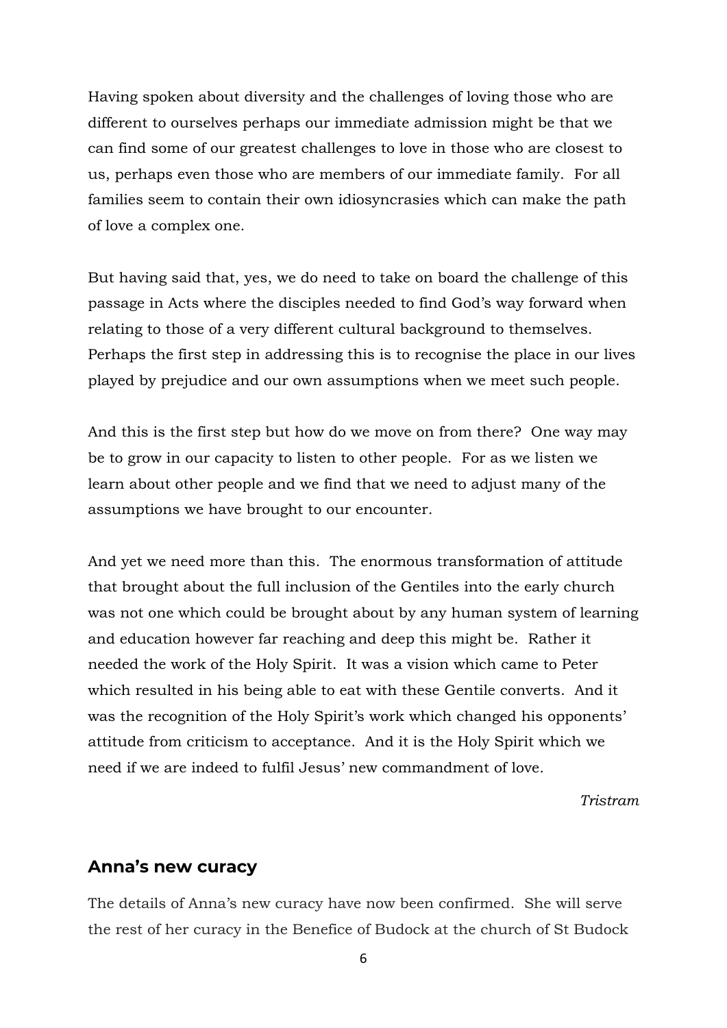Having spoken about diversity and the challenges of loving those who are different to ourselves perhaps our immediate admission might be that we can find some of our greatest challenges to love in those who are closest to us, perhaps even those who are members of our immediate family. For all families seem to contain their own idiosyncrasies which can make the path of love a complex one.

But having said that, yes, we do need to take on board the challenge of this passage in Acts where the disciples needed to find God's way forward when relating to those of a very different cultural background to themselves. Perhaps the first step in addressing this is to recognise the place in our lives played by prejudice and our own assumptions when we meet such people.

And this is the first step but how do we move on from there? One way may be to grow in our capacity to listen to other people. For as we listen we learn about other people and we find that we need to adjust many of the assumptions we have brought to our encounter.

And yet we need more than this. The enormous transformation of attitude that brought about the full inclusion of the Gentiles into the early church was not one which could be brought about by any human system of learning and education however far reaching and deep this might be. Rather it needed the work of the Holy Spirit. It was a vision which came to Peter which resulted in his being able to eat with these Gentile converts. And it was the recognition of the Holy Spirit's work which changed his opponents' attitude from criticism to acceptance. And it is the Holy Spirit which we need if we are indeed to fulfil Jesus' new commandment of love.

*Tristram*

## Anna's new curacy

The details of Anna's new curacy have now been confirmed. She will serve the rest of her curacy in the Benefice of Budock at the church of St Budock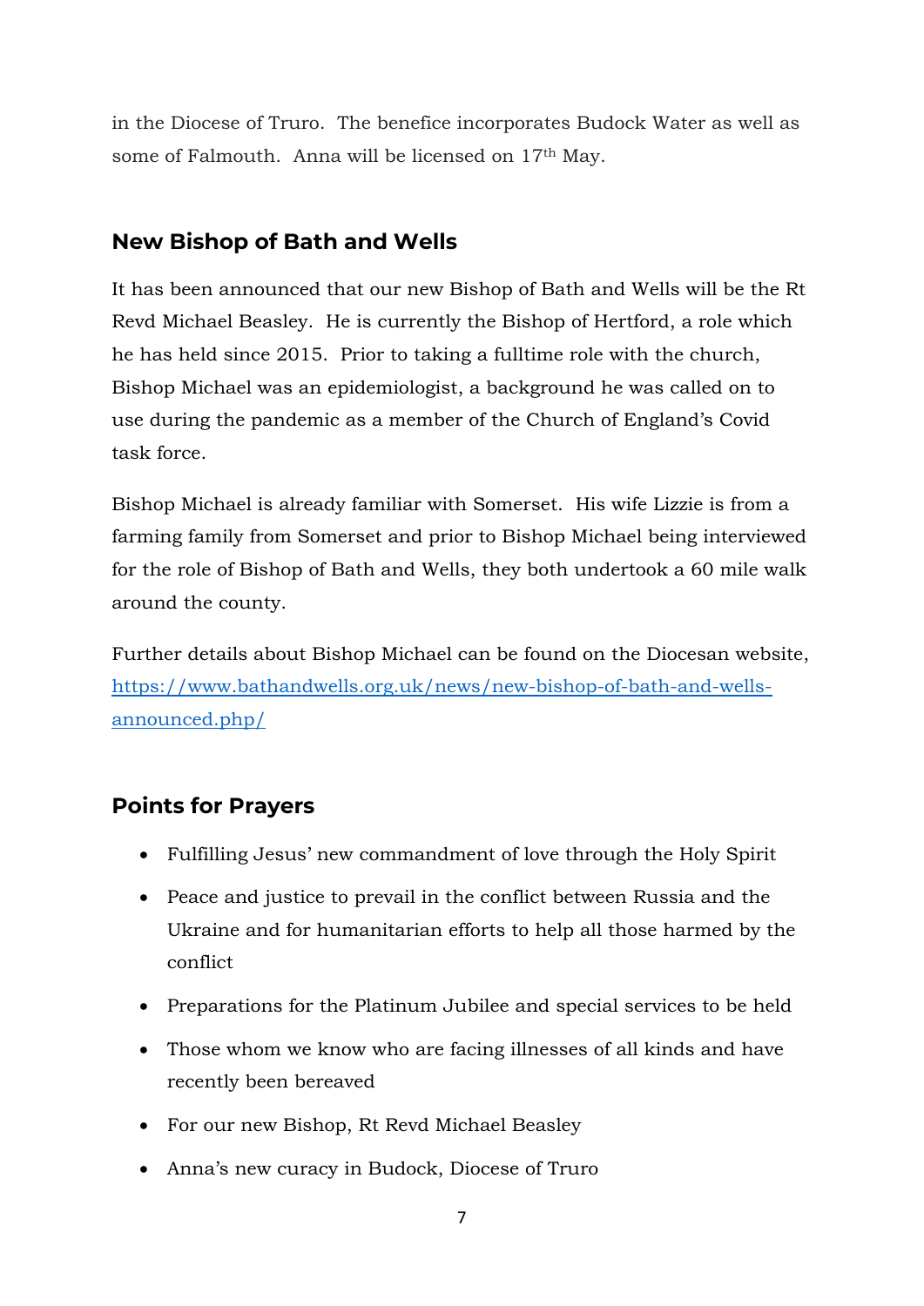in the Diocese of Truro. The benefice incorporates Budock Water as well as some of Falmouth. Anna will be licensed on 17th May.

## New Bishop of Bath and Wells

It has been announced that our new Bishop of Bath and Wells will be the Rt Revd Michael Beasley. He is currently the Bishop of Hertford, a role which he has held since 2015. Prior to taking a fulltime role with the church, Bishop Michael was an epidemiologist, a background he was called on to use during the pandemic as a member of the Church of England's Covid task force.

Bishop Michael is already familiar with Somerset. His wife Lizzie is from a farming family from Somerset and prior to Bishop Michael being interviewed for the role of Bishop of Bath and Wells, they both undertook a 60 mile walk around the county.

Further details about Bishop Michael can be found on the Diocesan website, [https://www.bathandwells.org.uk/news/new-bishop-of-bath-and-wells-announced.php/](https://www.bathandwells.org.uk/news/new-bishop-of-bath-and-wells-announced.php/)

## Points for Prayers

- Fulfilling Jesus' new commandment of love through the Holy Spirit
- Peace and justice to prevail in the conflict between Russia and the Ukraine and for humanitarian efforts to help all those harmed by the conflict
- Preparations for the Platinum Jubilee and special services to be held
- Those whom we know who are facing illnesses of all kinds and have recently been bereaved
- For our new Bishop, Rt Revd Michael Beasley
- Anna's new curacy in Budock, Diocese of Truro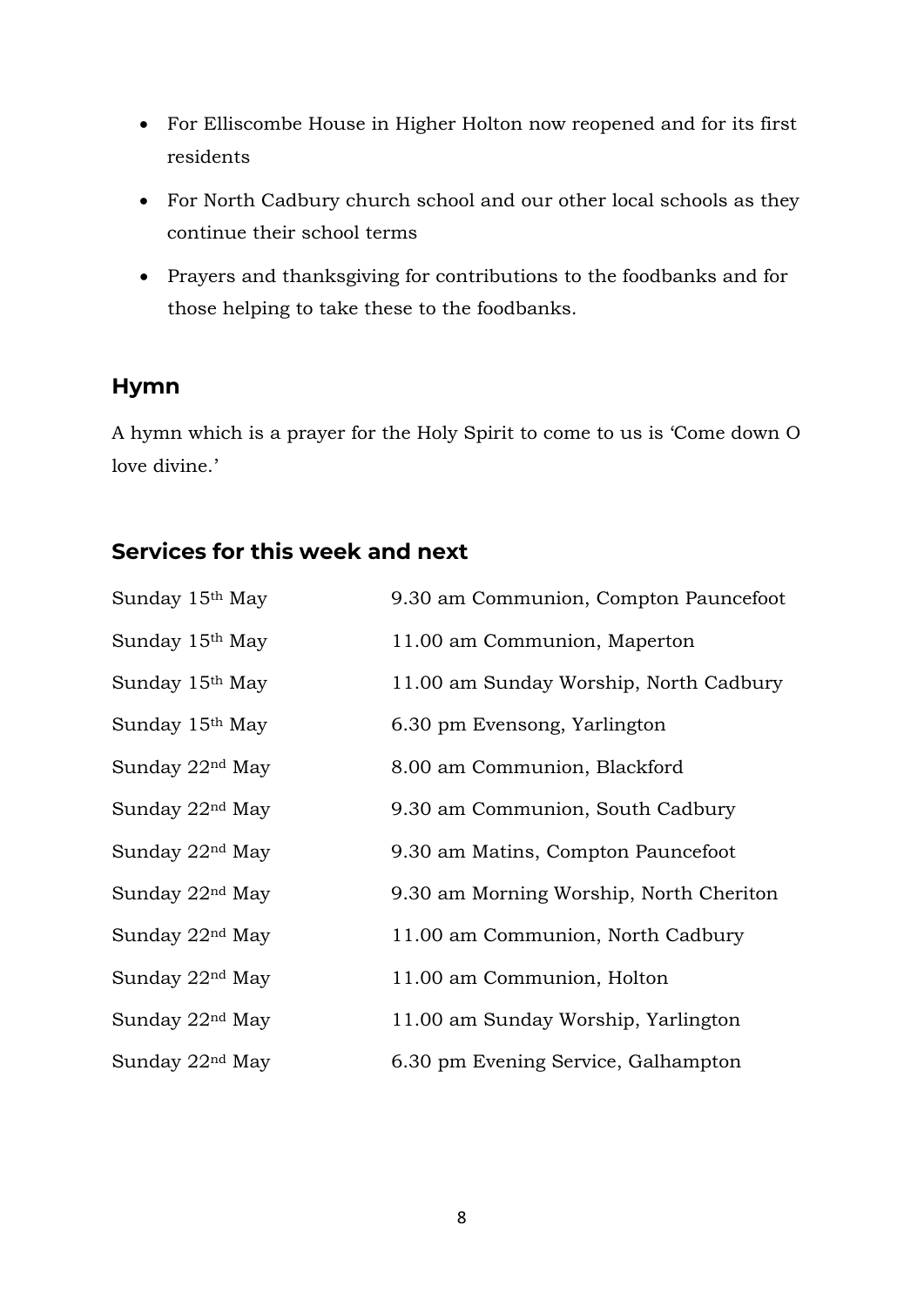- For Elliscombe House in Higher Holton now reopened and for its first residents
- For North Cadbury church school and our other local schools as they continue their school terms
- Prayers and thanksgiving for contributions to the foodbanks and for those helping to take these to the foodbanks.

## Hymn

A hymn which is a prayer for the Holy Spirit to come to us is 'Come down O love divine.'

## Services for this week and next

| | |
|---|---|
| Sunday 15th May | 9.30 am Communion, Compton Pauncefoot |
| Sunday 15th May | 11.00 am Communion, Maperton |
| Sunday 15th May | 11.00 am Sunday Worship, North Cadbury |
| Sunday 15th May | 6.30 pm Evensong, Yarlington |
| Sunday 22nd May | 8.00 am Communion, Blackford |
| Sunday 22nd May | 9.30 am Communion, South Cadbury |
| Sunday 22nd May | 9.30 am Matins, Compton Pauncefoot |
| Sunday 22nd May | 9.30 am Morning Worship, North Cheriton |
| Sunday 22nd May | 11.00 am Communion, North Cadbury |
| Sunday 22nd May | 11.00 am Communion, Holton |
| Sunday 22nd May | 11.00 am Sunday Worship, Yarlington |
| Sunday 22nd May | 6.30 pm Evening Service, Galhampton |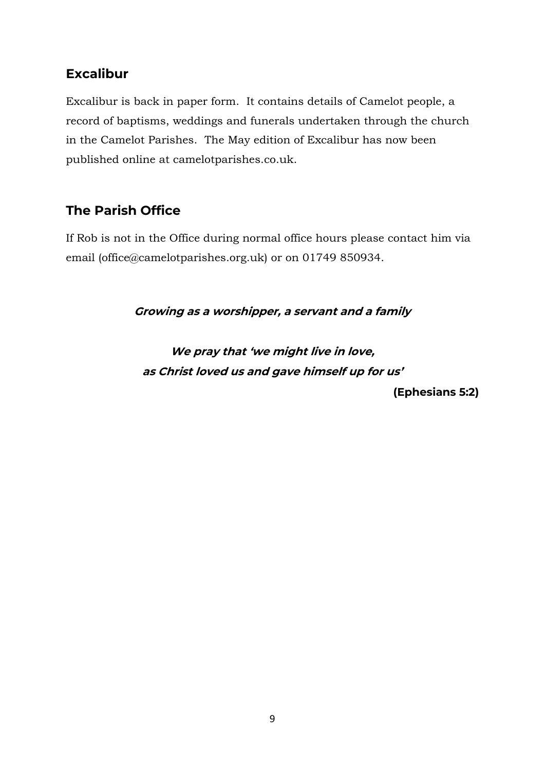## Excalibur

Excalibur is back in paper form. It contains details of Camelot people, a record of baptisms, weddings and funerals undertaken through the church in the Camelot Parishes. The May edition of Excalibur has now been published online at camelotparishes.co.uk.

## The Parish Office

If Rob is not in the Office during normal office hours please contact him via email (office@camelotparishes.org.uk) or on 01749 850934.

***Growing as a worshipper, a servant and a family***

***We pray that 'we might live in love,***
***as Christ loved us and gave himself up for us'***

**(Ephesians 5:2)**